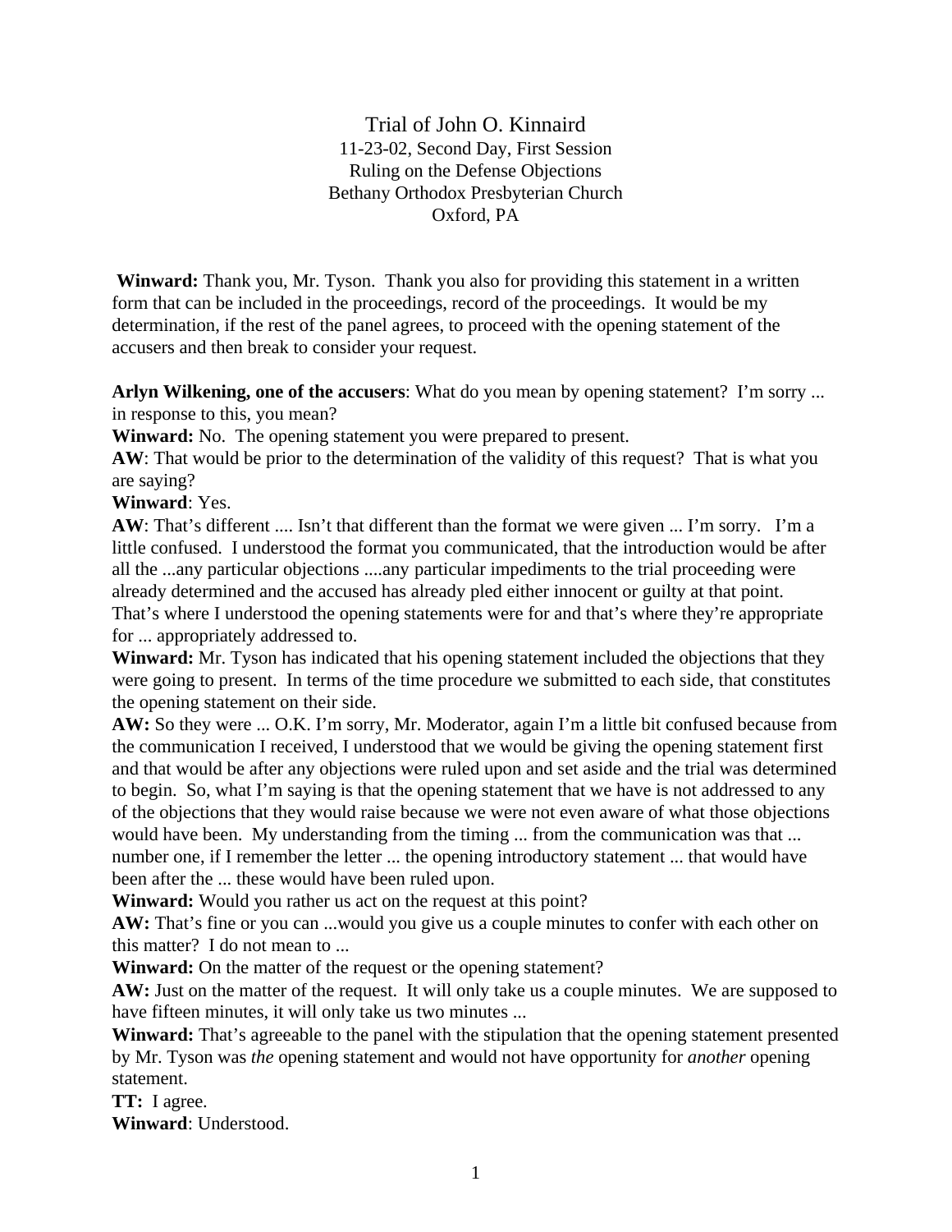# Trial of John O. Kinnaird

11-23-02, Second Day, First Session
Ruling on the Defense Objections
Bethany Orthodox Presbyterian Church
Oxford, PA

**Winward:** Thank you, Mr. Tyson. Thank you also for providing this statement in a written form that can be included in the proceedings, record of the proceedings. It would be my determination, if the rest of the panel agrees, to proceed with the opening statement of the accusers and then break to consider your request.

**Arlyn Wilkening, one of the accusers**: What do you mean by opening statement? I'm sorry ... in response to this, you mean?

**Winward:** No. The opening statement you were prepared to present.

**AW**: That would be prior to the determination of the validity of this request? That is what you are saying?

**Winward**: Yes.

**AW**: That's different .... Isn't that different than the format we were given ... I'm sorry. I'm a little confused. I understood the format you communicated, that the introduction would be after all the ...any particular objections ....any particular impediments to the trial proceeding were already determined and the accused has already pled either innocent or guilty at that point. That's where I understood the opening statements were for and that's where they're appropriate for ... appropriately addressed to.

**Winward:** Mr. Tyson has indicated that his opening statement included the objections that they were going to present. In terms of the time procedure we submitted to each side, that constitutes the opening statement on their side.

**AW:** So they were ... O.K. I'm sorry, Mr. Moderator, again I'm a little bit confused because from the communication I received, I understood that we would be giving the opening statement first and that would be after any objections were ruled upon and set aside and the trial was determined to begin. So, what I'm saying is that the opening statement that we have is not addressed to any of the objections that they would raise because we were not even aware of what those objections would have been. My understanding from the timing ... from the communication was that ... number one, if I remember the letter ... the opening introductory statement ... that would have been after the ... these would have been ruled upon.

**Winward:** Would you rather us act on the request at this point?

**AW:** That's fine or you can ...would you give us a couple minutes to confer with each other on this matter? I do not mean to ...

**Winward:** On the matter of the request or the opening statement?

**AW:** Just on the matter of the request. It will only take us a couple minutes. We are supposed to have fifteen minutes, it will only take us two minutes ...

**Winward:** That's agreeable to the panel with the stipulation that the opening statement presented by Mr. Tyson was *the* opening statement and would not have opportunity for *another* opening statement.

**TT:** I agree.

**Winward**: Understood.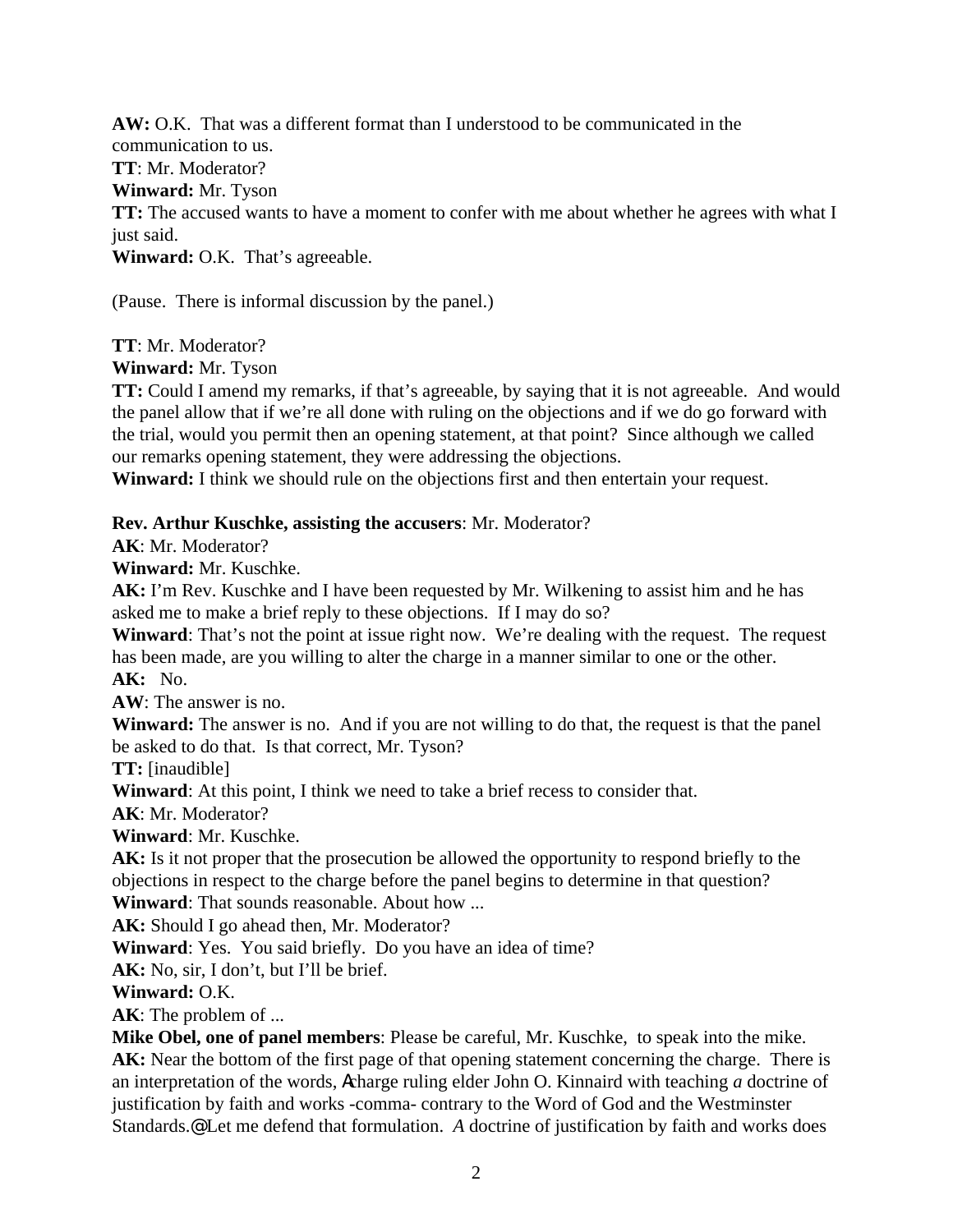**AW:** O.K. That was a different format than I understood to be communicated in the communication to us.

**TT**: Mr. Moderator?

**Winward:** Mr. Tyson

**TT:** The accused wants to have a moment to confer with me about whether he agrees with what I just said.

**Winward:** O.K. That's agreeable.

(Pause. There is informal discussion by the panel.)

**TT**: Mr. Moderator?

**Winward:** Mr. Tyson

**TT:** Could I amend my remarks, if that's agreeable, by saying that it is not agreeable. And would the panel allow that if we're all done with ruling on the objections and if we do go forward with the trial, would you permit then an opening statement, at that point? Since although we called our remarks opening statement, they were addressing the objections.

**Winward:** I think we should rule on the objections first and then entertain your request.

**Rev. Arthur Kuschke, assisting the accusers**: Mr. Moderator?

**AK**: Mr. Moderator?

**Winward:** Mr. Kuschke.

**AK:** I'm Rev. Kuschke and I have been requested by Mr. Wilkening to assist him and he has asked me to make a brief reply to these objections. If I may do so?

**Winward**: That's not the point at issue right now. We're dealing with the request. The request has been made, are you willing to alter the charge in a manner similar to one or the other.

**AK:** No.

**AW**: The answer is no.

**Winward:** The answer is no. And if you are not willing to do that, the request is that the panel be asked to do that. Is that correct, Mr. Tyson?

**TT:** [inaudible]

**Winward**: At this point, I think we need to take a brief recess to consider that.

**AK**: Mr. Moderator?

**Winward**: Mr. Kuschke.

**AK:** Is it not proper that the prosecution be allowed the opportunity to respond briefly to the objections in respect to the charge before the panel begins to determine in that question?

**Winward**: That sounds reasonable. About how ...

**AK:** Should I go ahead then, Mr. Moderator?

**Winward**: Yes. You said briefly. Do you have an idea of time?

**AK:** No, sir, I don't, but I'll be brief.

**Winward:** O.K.

**AK**: The problem of ...

**Mike Obel, one of panel members**: Please be careful, Mr. Kuschke, to speak into the mike.

**AK:** Near the bottom of the first page of that opening statement concerning the charge. There is an interpretation of the words, Acharge ruling elder John O. Kinnaird with teaching *a* doctrine of justification by faith and works -comma- contrary to the Word of God and the Westminster Standards.@ Let me defend that formulation. *A* doctrine of justification by faith and works does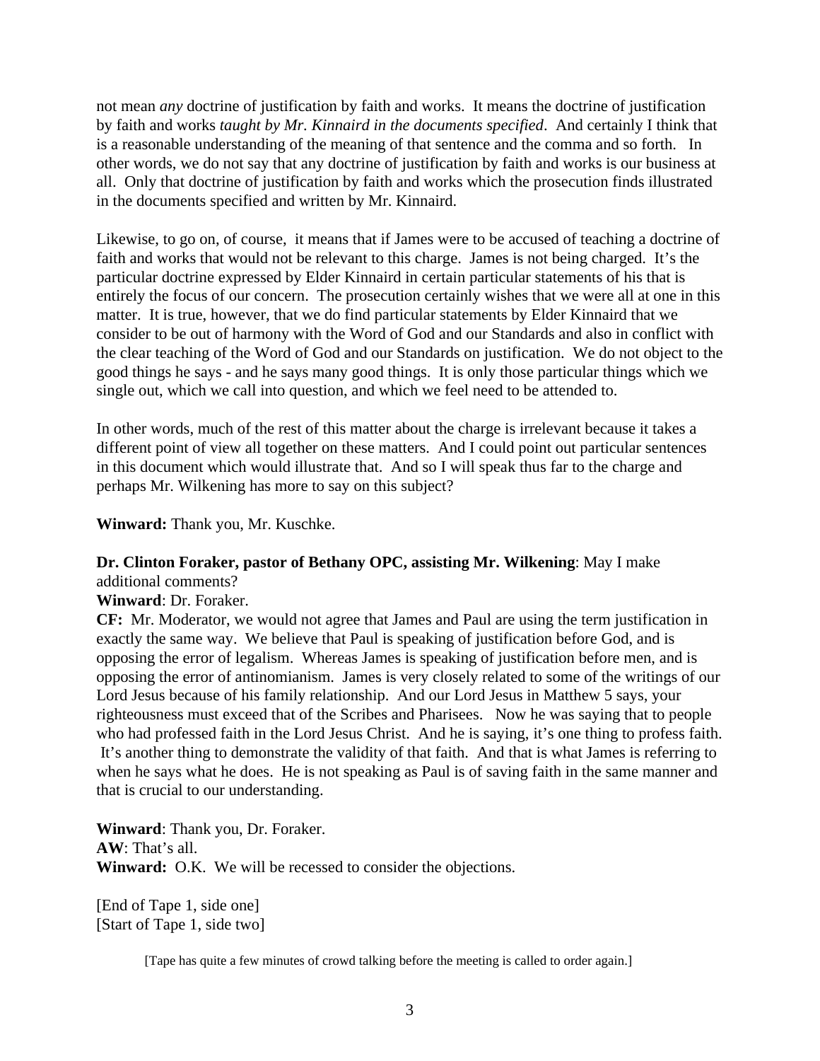not mean *any* doctrine of justification by faith and works. It means the doctrine of justification by faith and works *taught by Mr. Kinnaird in the documents specified*. And certainly I think that is a reasonable understanding of the meaning of that sentence and the comma and so forth. In other words, we do not say that any doctrine of justification by faith and works is our business at all. Only that doctrine of justification by faith and works which the prosecution finds illustrated in the documents specified and written by Mr. Kinnaird.

Likewise, to go on, of course, it means that if James were to be accused of teaching a doctrine of faith and works that would not be relevant to this charge. James is not being charged. It's the particular doctrine expressed by Elder Kinnaird in certain particular statements of his that is entirely the focus of our concern. The prosecution certainly wishes that we were all at one in this matter. It is true, however, that we do find particular statements by Elder Kinnaird that we consider to be out of harmony with the Word of God and our Standards and also in conflict with the clear teaching of the Word of God and our Standards on justification. We do not object to the good things he says - and he says many good things. It is only those particular things which we single out, which we call into question, and which we feel need to be attended to.

In other words, much of the rest of this matter about the charge is irrelevant because it takes a different point of view all together on these matters. And I could point out particular sentences in this document which would illustrate that. And so I will speak thus far to the charge and perhaps Mr. Wilkening has more to say on this subject?

**Winward:** Thank you, Mr. Kuschke.

**Dr. Clinton Foraker, pastor of Bethany OPC, assisting Mr. Wilkening**: May I make additional comments?

**Winward**: Dr. Foraker.

**CF:** Mr. Moderator, we would not agree that James and Paul are using the term justification in exactly the same way. We believe that Paul is speaking of justification before God, and is opposing the error of legalism. Whereas James is speaking of justification before men, and is opposing the error of antinomianism. James is very closely related to some of the writings of our Lord Jesus because of his family relationship. And our Lord Jesus in Matthew 5 says, your righteousness must exceed that of the Scribes and Pharisees. Now he was saying that to people who had professed faith in the Lord Jesus Christ. And he is saying, it's one thing to profess faith. It's another thing to demonstrate the validity of that faith. And that is what James is referring to when he says what he does. He is not speaking as Paul is of saving faith in the same manner and that is crucial to our understanding.

**Winward**: Thank you, Dr. Foraker.

**AW**: That's all.

**Winward:** O.K. We will be recessed to consider the objections.

[End of Tape 1, side one]
[Start of Tape 1, side two]

[Tape has quite a few minutes of crowd talking before the meeting is called to order again.]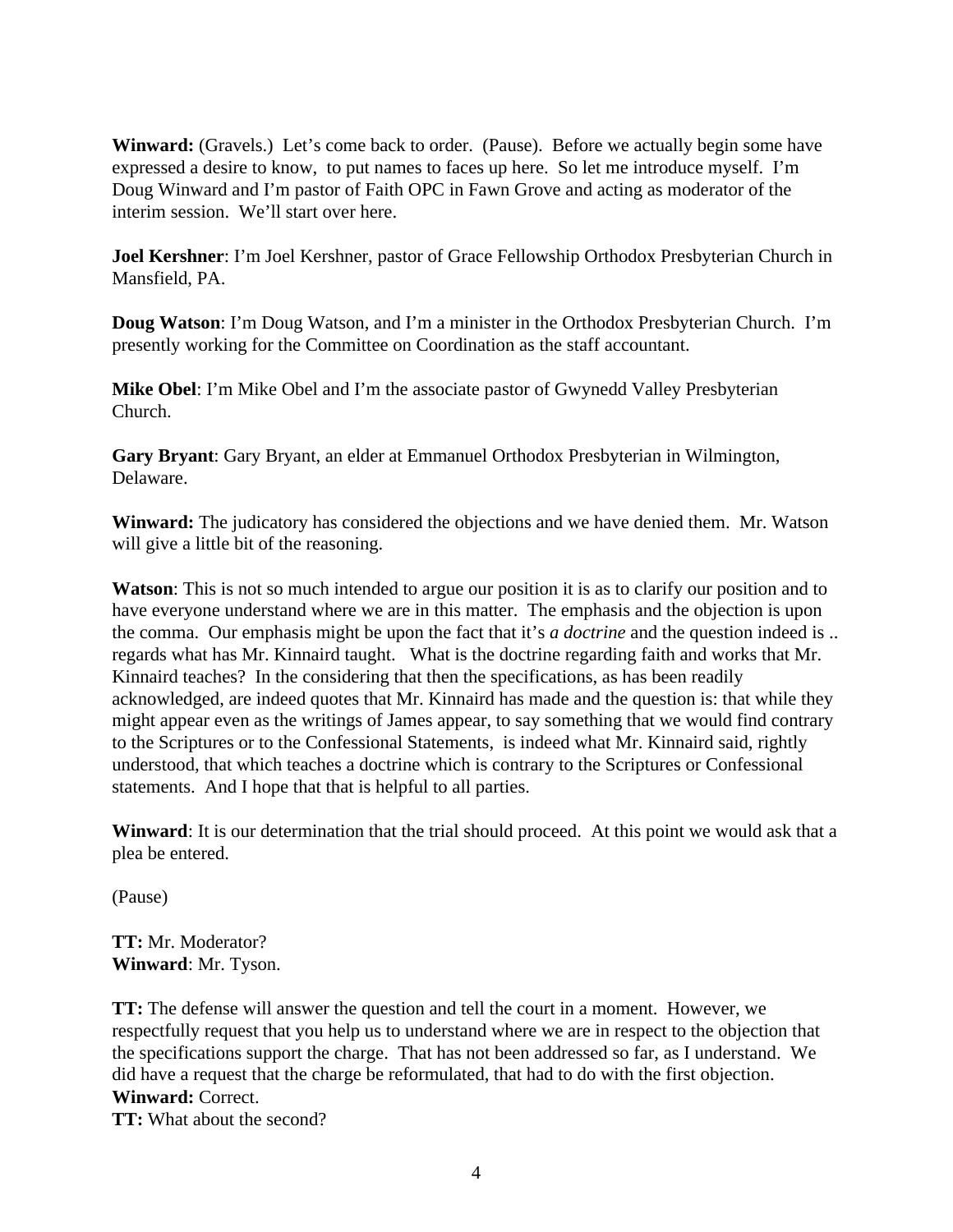**Winward:** (Gravels.) Let's come back to order. (Pause). Before we actually begin some have expressed a desire to know, to put names to faces up here. So let me introduce myself. I'm Doug Winward and I'm pastor of Faith OPC in Fawn Grove and acting as moderator of the interim session. We'll start over here.

**Joel Kershner**: I'm Joel Kershner, pastor of Grace Fellowship Orthodox Presbyterian Church in Mansfield, PA.

**Doug Watson**: I'm Doug Watson, and I'm a minister in the Orthodox Presbyterian Church. I'm presently working for the Committee on Coordination as the staff accountant.

**Mike Obel**: I'm Mike Obel and I'm the associate pastor of Gwynedd Valley Presbyterian Church.

**Gary Bryant**: Gary Bryant, an elder at Emmanuel Orthodox Presbyterian in Wilmington, Delaware.

**Winward:** The judicatory has considered the objections and we have denied them. Mr. Watson will give a little bit of the reasoning.

**Watson**: This is not so much intended to argue our position it is as to clarify our position and to have everyone understand where we are in this matter. The emphasis and the objection is upon the comma. Our emphasis might be upon the fact that it's *a doctrine* and the question indeed is .. regards what has Mr. Kinnaird taught. What is the doctrine regarding faith and works that Mr. Kinnaird teaches? In the considering that then the specifications, as has been readily acknowledged, are indeed quotes that Mr. Kinnaird has made and the question is: that while they might appear even as the writings of James appear, to say something that we would find contrary to the Scriptures or to the Confessional Statements, is indeed what Mr. Kinnaird said, rightly understood, that which teaches a doctrine which is contrary to the Scriptures or Confessional statements. And I hope that that is helpful to all parties.

**Winward**: It is our determination that the trial should proceed. At this point we would ask that a plea be entered.

(Pause)

**TT:** Mr. Moderator?
**Winward**: Mr. Tyson.

**TT:** The defense will answer the question and tell the court in a moment. However, we respectfully request that you help us to understand where we are in respect to the objection that the specifications support the charge. That has not been addressed so far, as I understand. We did have a request that the charge be reformulated, that had to do with the first objection.
**Winward:** Correct.
**TT:** What about the second?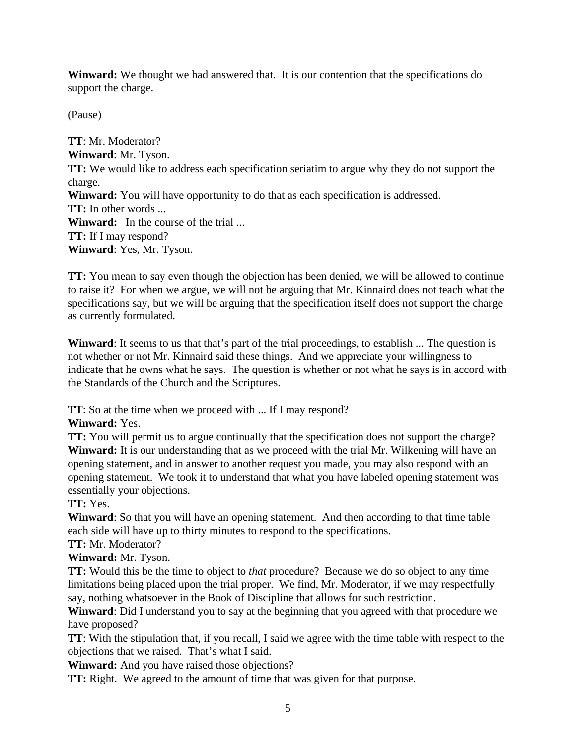**Winward:** We thought we had answered that.  It is our contention that the specifications do support the charge.

(Pause)

**TT**: Mr. Moderator?
**Winward**: Mr. Tyson.
**TT:** We would like to address each specification seriatim to argue why they do not support the charge.
**Winward:** You will have opportunity to do that as each specification is addressed.
**TT:** In other words ...
**Winward:**   In the course of the trial ...
**TT:** If I may respond?
**Winward**: Yes, Mr. Tyson.

**TT:** You mean to say even though the objection has been denied, we will be allowed to continue to raise it?  For when we argue, we will not be arguing that Mr. Kinnaird does not teach what the specifications say, but we will be arguing that the specification itself does not support the charge as currently formulated.

**Winward**: It seems to us that that's part of the trial proceedings, to establish ... The question is not whether or not Mr. Kinnaird said these things.  And we appreciate your willingness to indicate that he owns what he says.  The question is whether or not what he says is in accord with the Standards of the Church and the Scriptures.

**TT**: So at the time when we proceed with ... If I may respond?
**Winward:** Yes.
**TT:** You will permit us to argue continually that the specification does not support the charge?
**Winward:** It is our understanding that as we proceed with the trial Mr. Wilkening will have an opening statement, and in answer to another request you made, you may also respond with an opening statement.  We took it to understand that what you have labeled opening statement was essentially your objections.
**TT:** Yes.
**Winward**: So that you will have an opening statement.  And then according to that time table each side will have up to thirty minutes to respond to the specifications.
**TT:** Mr. Moderator?
**Winward:** Mr. Tyson.
**TT:** Would this be the time to object to *that* procedure?  Because we do so object to any time limitations being placed upon the trial proper.  We find, Mr. Moderator, if we may respectfully say, nothing whatsoever in the Book of Discipline that allows for such restriction.
**Winward**: Did I understand you to say at the beginning that you agreed with that procedure we have proposed?
**TT**: With the stipulation that, if you recall, I said we agree with the time table with respect to the objections that we raised.  That's what I said.
**Winward:** And you have raised those objections?
**TT:** Right.  We agreed to the amount of time that was given for that purpose.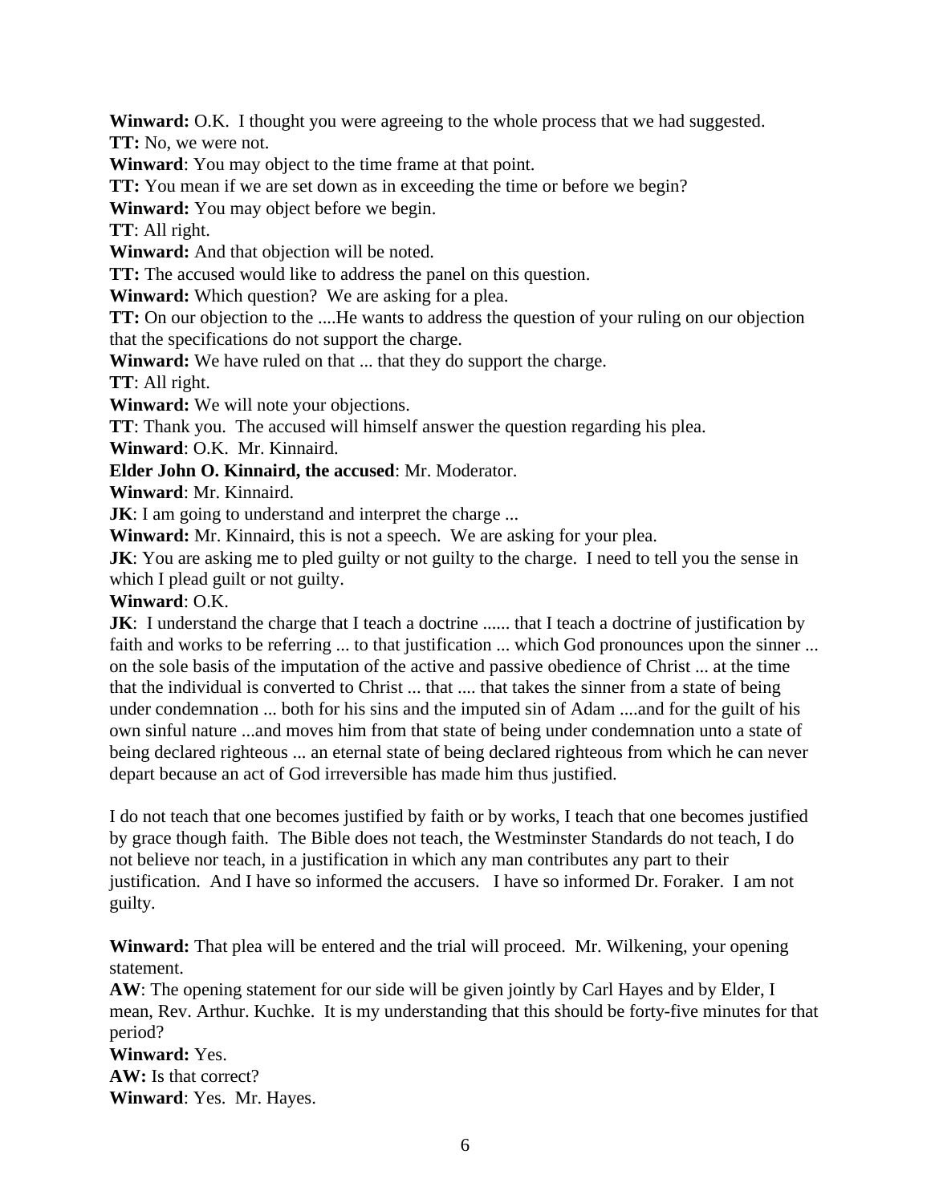**Winward:** O.K. I thought you were agreeing to the whole process that we had suggested.
**TT:** No, we were not.
**Winward**: You may object to the time frame at that point.
**TT:** You mean if we are set down as in exceeding the time or before we begin?
**Winward:** You may object before we begin.
**TT**: All right.
**Winward:** And that objection will be noted.
**TT:** The accused would like to address the panel on this question.
**Winward:** Which question? We are asking for a plea.
**TT:** On our objection to the ....He wants to address the question of your ruling on our objection that the specifications do not support the charge.
**Winward:** We have ruled on that ... that they do support the charge.
**TT**: All right.
**Winward:** We will note your objections.
**TT**: Thank you. The accused will himself answer the question regarding his plea.
**Winward**: O.K. Mr. Kinnaird.
**Elder John O. Kinnaird, the accused**: Mr. Moderator.
**Winward**: Mr. Kinnaird.
**JK**: I am going to understand and interpret the charge ...
**Winward:** Mr. Kinnaird, this is not a speech. We are asking for your plea.
**JK**: You are asking me to pled guilty or not guilty to the charge. I need to tell you the sense in which I plead guilt or not guilty.
**Winward**: O.K.
**JK**: I understand the charge that I teach a doctrine ...... that I teach a doctrine of justification by faith and works to be referring ... to that justification ... which God pronounces upon the sinner ... on the sole basis of the imputation of the active and passive obedience of Christ ... at the time that the individual is converted to Christ ... that .... that takes the sinner from a state of being under condemnation ... both for his sins and the imputed sin of Adam ....and for the guilt of his own sinful nature ...and moves him from that state of being under condemnation unto a state of being declared righteous ... an eternal state of being declared righteous from which he can never depart because an act of God irreversible has made him thus justified.

I do not teach that one becomes justified by faith or by works, I teach that one becomes justified by grace though faith. The Bible does not teach, the Westminster Standards do not teach, I do not believe nor teach, in a justification in which any man contributes any part to their justification. And I have so informed the accusers. I have so informed Dr. Foraker. I am not guilty.

**Winward:** That plea will be entered and the trial will proceed. Mr. Wilkening, your opening statement.
**AW**: The opening statement for our side will be given jointly by Carl Hayes and by Elder, I mean, Rev. Arthur. Kuchke. It is my understanding that this should be forty-five minutes for that period?
**Winward:** Yes.
**AW:** Is that correct?
**Winward**: Yes. Mr. Hayes.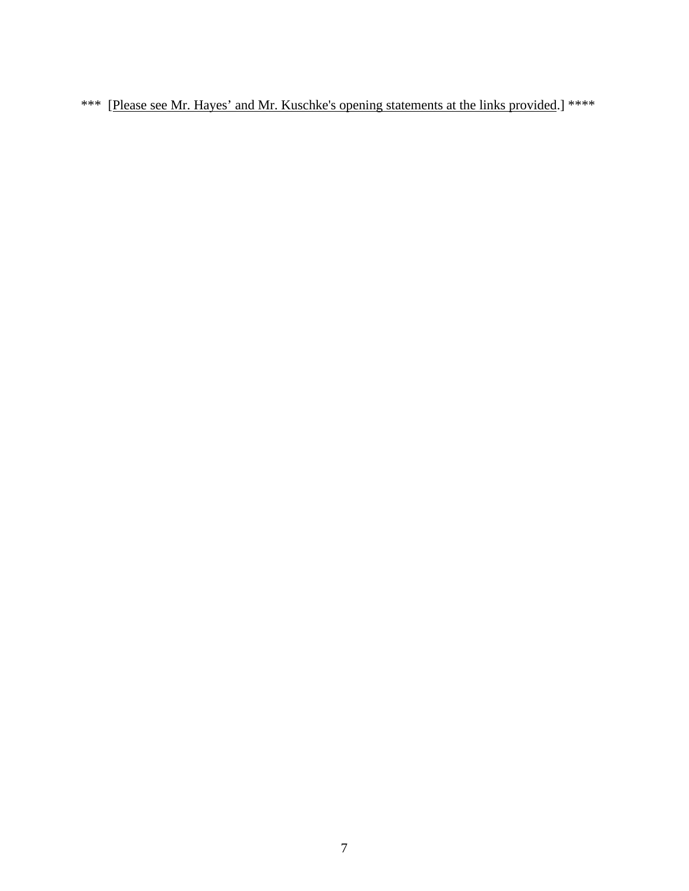*** [Please see Mr. Hayes’ and Mr. Kuschke's opening statements at the links provided.] ****